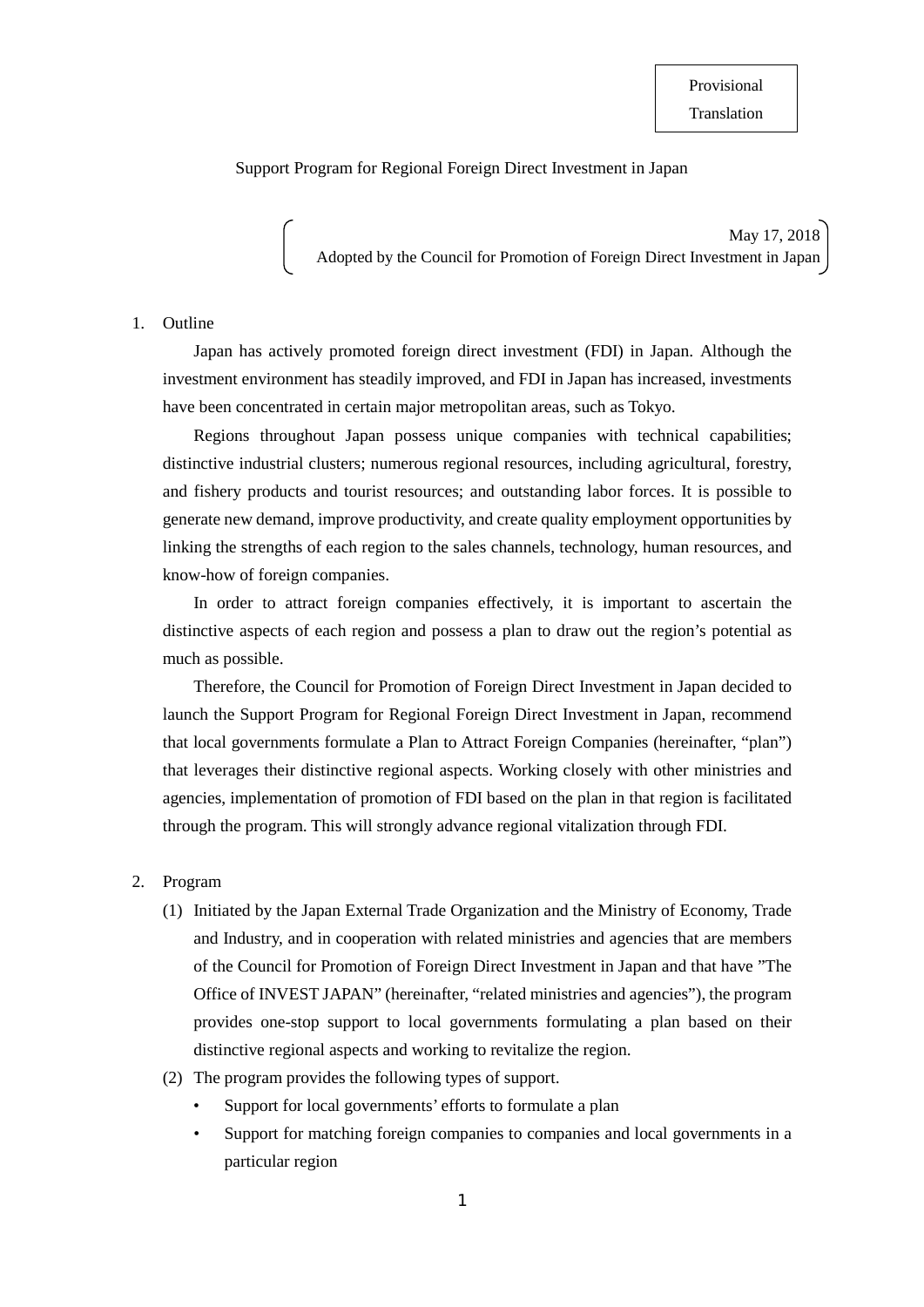Provisional Translation

# Support Program for Regional Foreign Direct Investment in Japan

May 17, 2018
Adopted by the Council for Promotion of Foreign Direct Investment in Japan

## 1. Outline

Japan has actively promoted foreign direct investment (FDI) in Japan. Although the investment environment has steadily improved, and FDI in Japan has increased, investments have been concentrated in certain major metropolitan areas, such as Tokyo.

Regions throughout Japan possess unique companies with technical capabilities; distinctive industrial clusters; numerous regional resources, including agricultural, forestry, and fishery products and tourist resources; and outstanding labor forces. It is possible to generate new demand, improve productivity, and create quality employment opportunities by linking the strengths of each region to the sales channels, technology, human resources, and know-how of foreign companies.

In order to attract foreign companies effectively, it is important to ascertain the distinctive aspects of each region and possess a plan to draw out the region's potential as much as possible.

Therefore, the Council for Promotion of Foreign Direct Investment in Japan decided to launch the Support Program for Regional Foreign Direct Investment in Japan, recommend that local governments formulate a Plan to Attract Foreign Companies (hereinafter, "plan") that leverages their distinctive regional aspects. Working closely with other ministries and agencies, implementation of promotion of FDI based on the plan in that region is facilitated through the program. This will strongly advance regional vitalization through FDI.

## 2. Program

(1) Initiated by the Japan External Trade Organization and the Ministry of Economy, Trade and Industry, and in cooperation with related ministries and agencies that are members of the Council for Promotion of Foreign Direct Investment in Japan and that have "The Office of INVEST JAPAN" (hereinafter, "related ministries and agencies"), the program provides one-stop support to local governments formulating a plan based on their distinctive regional aspects and working to revitalize the region.

(2) The program provides the following types of support.

- Support for local governments' efforts to formulate a plan
- Support for matching foreign companies to companies and local governments in a particular region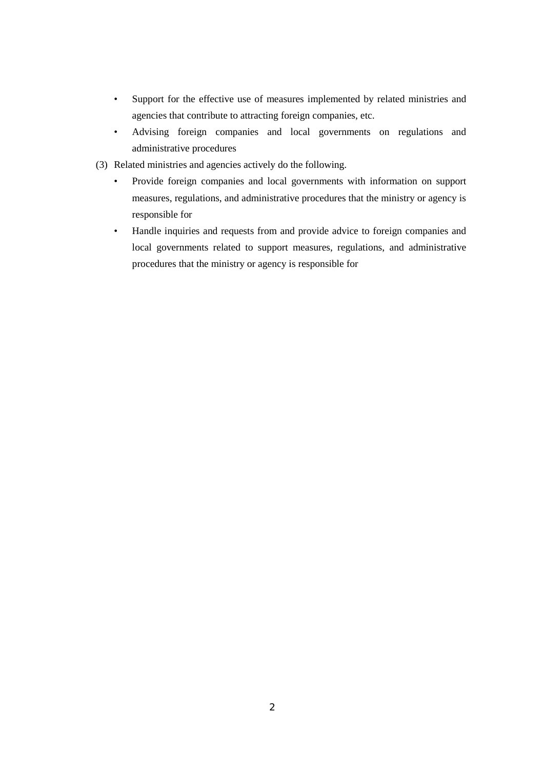- Support for the effective use of measures implemented by related ministries and agencies that contribute to attracting foreign companies, etc.
- Advising foreign companies and local governments on regulations and administrative procedures

(3) Related ministries and agencies actively do the following.

- Provide foreign companies and local governments with information on support measures, regulations, and administrative procedures that the ministry or agency is responsible for
- Handle inquiries and requests from and provide advice to foreign companies and local governments related to support measures, regulations, and administrative procedures that the ministry or agency is responsible for